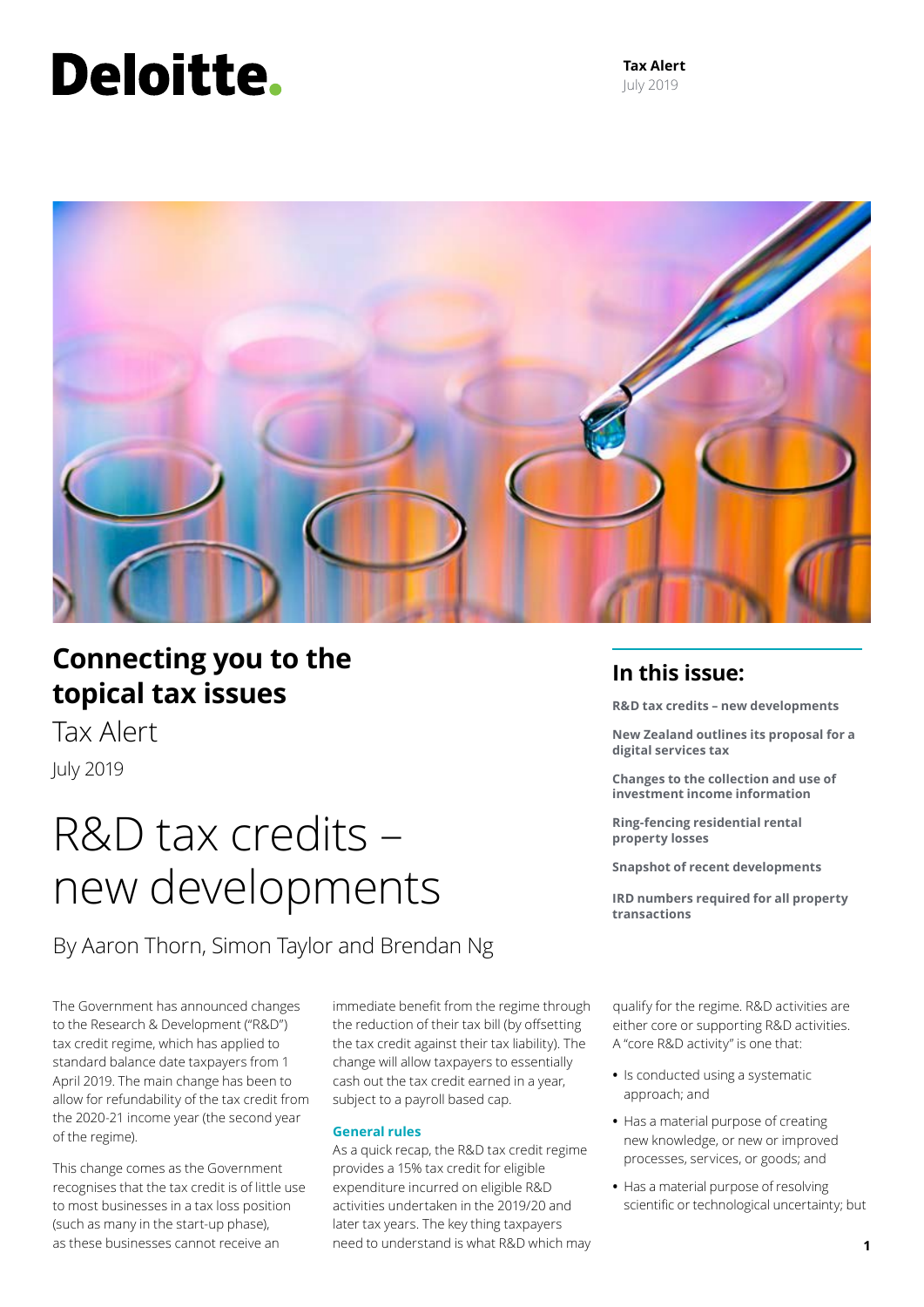# Deloitte.

**Tax Alert**
July 2019

## Connecting you to the topical tax issues

Tax Alert

July 2019

## In this issue:

**R&D tax credits – new developments**

**New Zealand outlines its proposal for a digital services tax**

**Changes to the collection and use of investment income information**

**Ring-fencing residential rental property losses**

**Snapshot of recent developments**

**IRD numbers required for all property transactions**

# R&D tax credits – new developments

By Aaron Thorn, Simon Taylor and Brendan Ng

The Government has announced changes to the Research & Development ("R&D") tax credit regime, which has applied to standard balance date taxpayers from 1 April 2019. The main change has been to allow for refundability of the tax credit from the 2020-21 income year (the second year of the regime).

This change comes as the Government recognises that the tax credit is of little use to most businesses in a tax loss position (such as many in the start-up phase), as these businesses cannot receive an immediate benefit from the regime through the reduction of their tax bill (by offsetting the tax credit against their tax liability). The change will allow taxpayers to essentially cash out the tax credit earned in a year, subject to a payroll based cap.

### General rules

As a quick recap, the R&D tax credit regime provides a 15% tax credit for eligible expenditure incurred on eligible R&D activities undertaken in the 2019/20 and later tax years. The key thing taxpayers need to understand is what R&D which may qualify for the regime. R&D activities are either core or supporting R&D activities. A "core R&D activity" is one that:

- Is conducted using a systematic approach; and
- Has a material purpose of creating new knowledge, or new or improved processes, services, or goods; and
- Has a material purpose of resolving scientific or technological uncertainty; but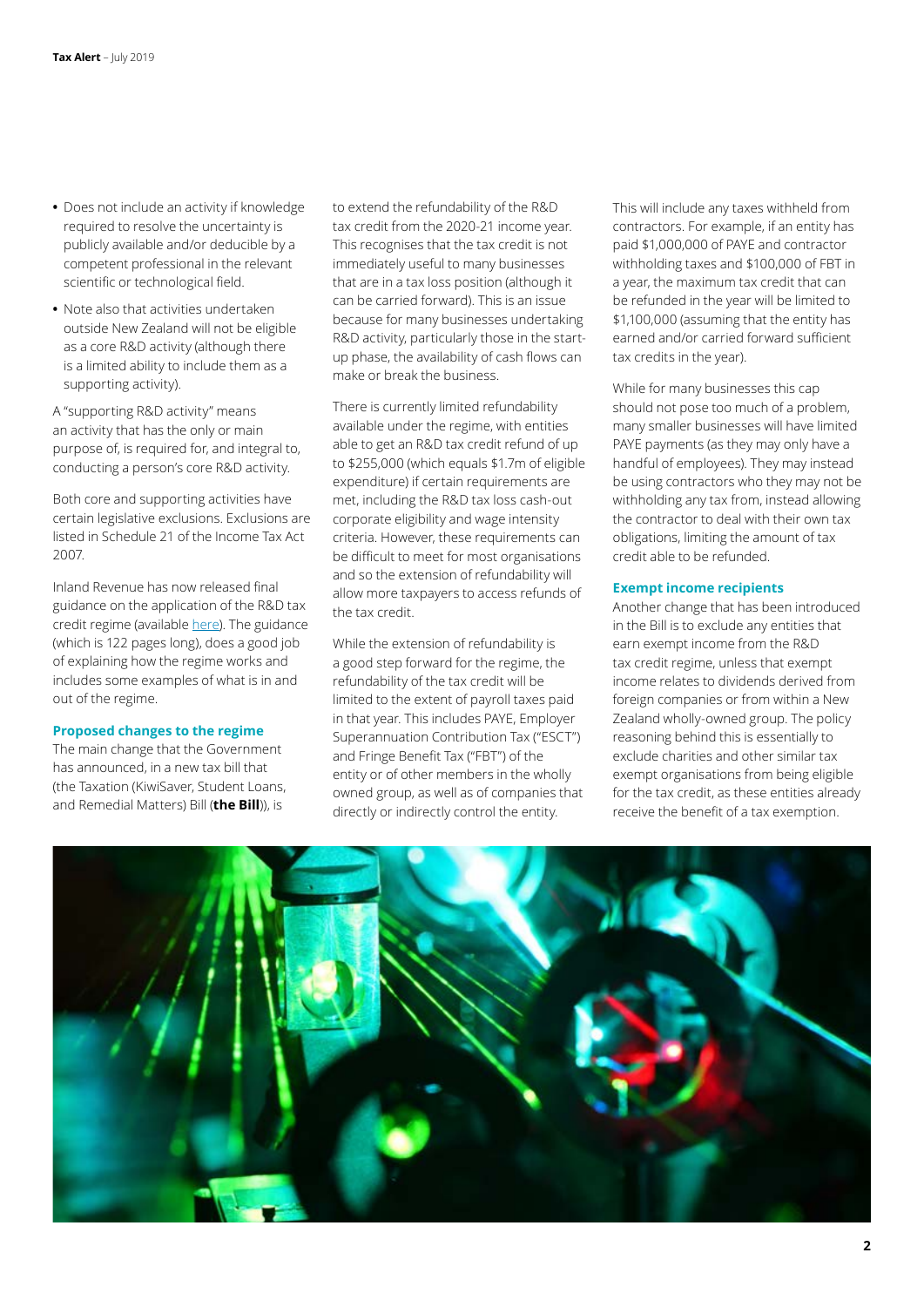- Does not include an activity if knowledge required to resolve the uncertainty is publicly available and/or deducible by a competent professional in the relevant scientific or technological field.
- Note also that activities undertaken outside New Zealand will not be eligible as a core R&D activity (although there is a limited ability to include them as a supporting activity).

A "supporting R&D activity" means an activity that has the only or main purpose of, is required for, and integral to, conducting a person's core R&D activity.

Both core and supporting activities have certain legislative exclusions. Exclusions are listed in Schedule 21 of the Income Tax Act 2007.

Inland Revenue has now released final guidance on the application of the R&D tax credit regime (available here). The guidance (which is 122 pages long), does a good job of explaining how the regime works and includes some examples of what is in and out of the regime.

### Proposed changes to the regime

The main change that the Government has announced, in a new tax bill that (the Taxation (KiwiSaver, Student Loans, and Remedial Matters) Bill (**the Bill**)), is to extend the refundability of the R&D tax credit from the 2020-21 income year. This recognises that the tax credit is not immediately useful to many businesses that are in a tax loss position (although it can be carried forward). This is an issue because for many businesses undertaking R&D activity, particularly those in the start-up phase, the availability of cash flows can make or break the business.

There is currently limited refundability available under the regime, with entities able to get an R&D tax credit refund of up to $255,000 (which equals $1.7m of eligible expenditure) if certain requirements are met, including the R&D tax loss cash-out corporate eligibility and wage intensity criteria. However, these requirements can be difficult to meet for most organisations and so the extension of refundability will allow more taxpayers to access refunds of the tax credit.

While the extension of refundability is a good step forward for the regime, the refundability of the tax credit will be limited to the extent of payroll taxes paid in that year. This includes PAYE, Employer Superannuation Contribution Tax ("ESCT") and Fringe Benefit Tax ("FBT") of the entity or of other members in the wholly owned group, as well as of companies that directly or indirectly control the entity.

This will include any taxes withheld from contractors. For example, if an entity has paid $1,000,000 of PAYE and contractor withholding taxes and $100,000 of FBT in a year, the maximum tax credit that can be refunded in the year will be limited to $1,100,000 (assuming that the entity has earned and/or carried forward sufficient tax credits in the year).

While for many businesses this cap should not pose too much of a problem, many smaller businesses will have limited PAYE payments (as they may only have a handful of employees). They may instead be using contractors who they may not be withholding any tax from, instead allowing the contractor to deal with their own tax obligations, limiting the amount of tax credit able to be refunded.

### Exempt income recipients

Another change that has been introduced in the Bill is to exclude any entities that earn exempt income from the R&D tax credit regime, unless that exempt income relates to dividends derived from foreign companies or from within a New Zealand wholly-owned group. The policy reasoning behind this is essentially to exclude charities and other similar tax exempt organisations from being eligible for the tax credit, as these entities already receive the benefit of a tax exemption.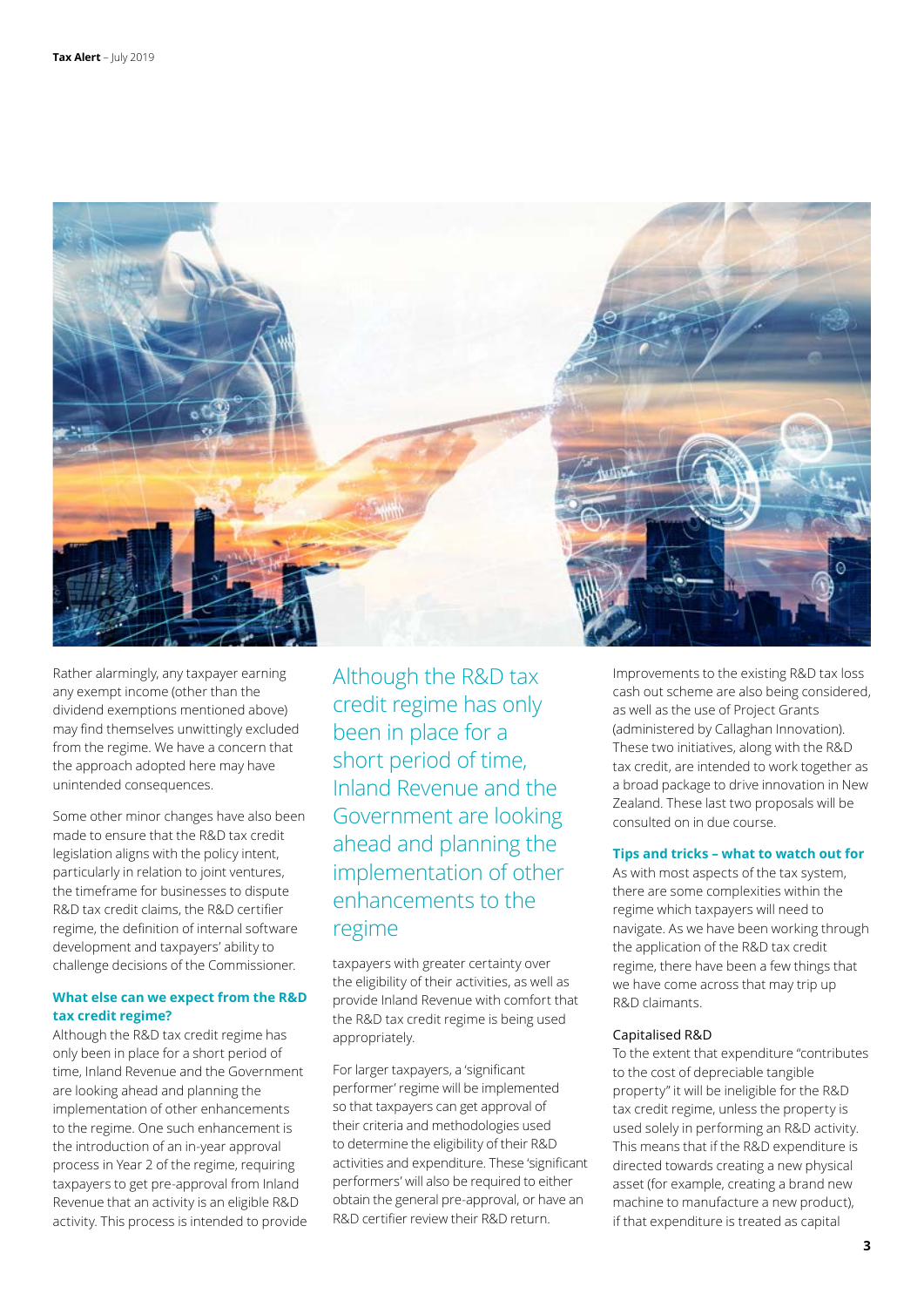Rather alarmingly, any taxpayer earning any exempt income (other than the dividend exemptions mentioned above) may find themselves unwittingly excluded from the regime. We have a concern that the approach adopted here may have unintended consequences.

Some other minor changes have also been made to ensure that the R&D tax credit legislation aligns with the policy intent, particularly in relation to joint ventures, the timeframe for businesses to dispute R&D tax credit claims, the R&D certifier regime, the definition of internal software development and taxpayers' ability to challenge decisions of the Commissioner.

### What else can we expect from the R&D tax credit regime?

Although the R&D tax credit regime has only been in place for a short period of time, Inland Revenue and the Government are looking ahead and planning the implementation of other enhancements to the regime. One such enhancement is the introduction of an in-year approval process in Year 2 of the regime, requiring taxpayers to get pre-approval from Inland Revenue that an activity is an eligible R&D activity. This process is intended to provide taxpayers with greater certainty over the eligibility of their activities, as well as provide Inland Revenue with comfort that the R&D tax credit regime is being used appropriately.

> Although the R&D tax credit regime has only been in place for a short period of time, Inland Revenue and the Government are looking ahead and planning the implementation of other enhancements to the regime

For larger taxpayers, a 'significant performer' regime will be implemented so that taxpayers can get approval of their criteria and methodologies used to determine the eligibility of their R&D activities and expenditure. These 'significant performers' will also be required to either obtain the general pre-approval, or have an R&D certifier review their R&D return.

Improvements to the existing R&D tax loss cash out scheme are also being considered, as well as the use of Project Grants (administered by Callaghan Innovation). These two initiatives, along with the R&D tax credit, are intended to work together as a broad package to drive innovation in New Zealand. These last two proposals will be consulted on in due course.

### Tips and tricks – what to watch out for

As with most aspects of the tax system, there are some complexities within the regime which taxpayers will need to navigate. As we have been working through the application of the R&D tax credit regime, there have been a few things that we have come across that may trip up R&D claimants.

#### Capitalised R&D

To the extent that expenditure "contributes to the cost of depreciable tangible property" it will be ineligible for the R&D tax credit regime, unless the property is used solely in performing an R&D activity. This means that if the R&D expenditure is directed towards creating a new physical asset (for example, creating a brand new machine to manufacture a new product), if that expenditure is treated as capital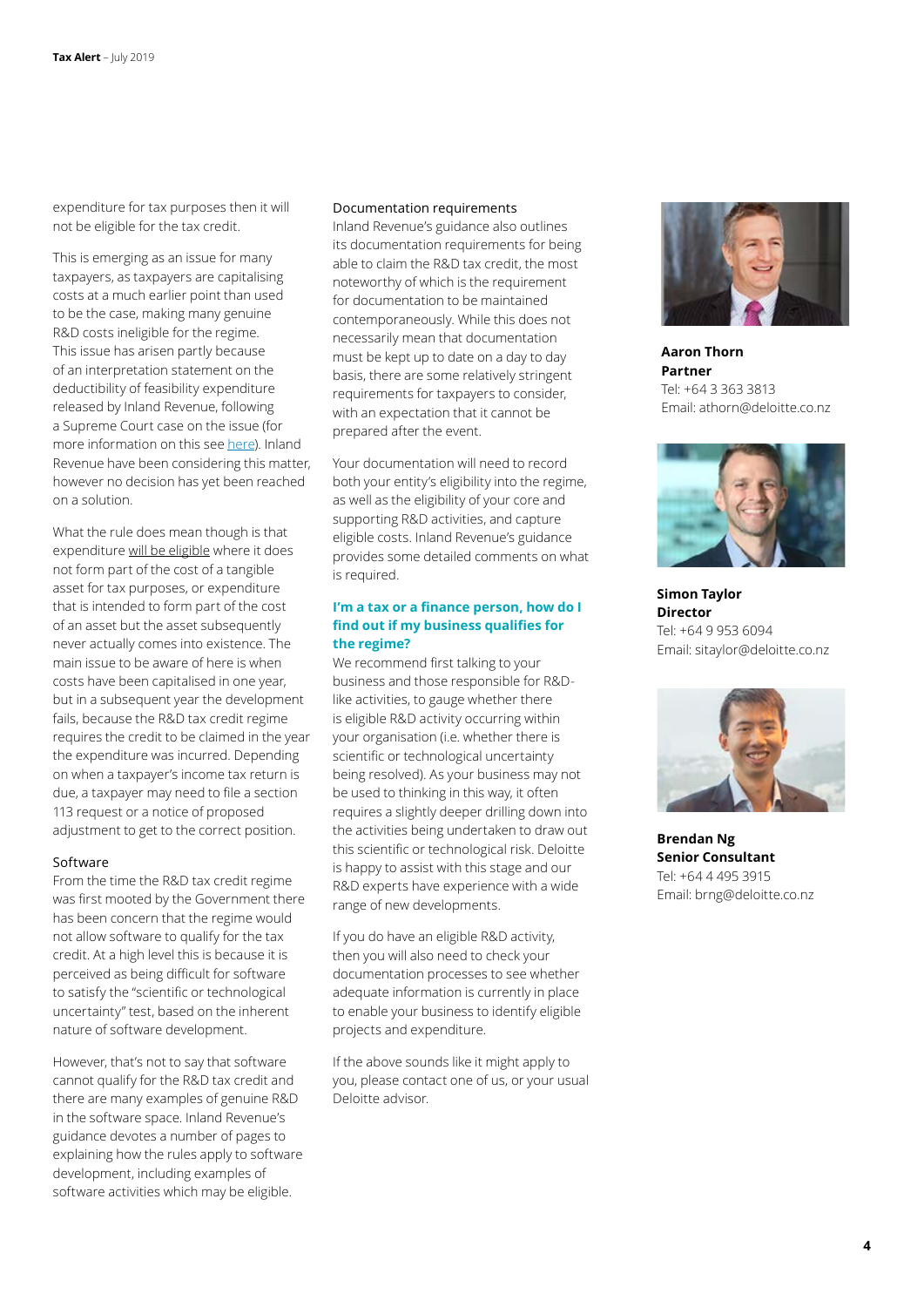expenditure for tax purposes then it will not be eligible for the tax credit.

This is emerging as an issue for many taxpayers, as taxpayers are capitalising costs at a much earlier point than used to be the case, making many genuine R&D costs ineligible for the regime. This issue has arisen partly because of an interpretation statement on the deductibility of feasibility expenditure released by Inland Revenue, following a Supreme Court case on the issue (for more information on this see here). Inland Revenue have been considering this matter, however no decision has yet been reached on a solution.

What the rule does mean though is that expenditure will be eligible where it does not form part of the cost of a tangible asset for tax purposes, or expenditure that is intended to form part of the cost of an asset but the asset subsequently never actually comes into existence. The main issue to be aware of here is when costs have been capitalised in one year, but in a subsequent year the development fails, because the R&D tax credit regime requires the credit to be claimed in the year the expenditure was incurred. Depending on when a taxpayer's income tax return is due, a taxpayer may need to file a section 113 request or a notice of proposed adjustment to get to the correct position.

### Software

From the time the R&D tax credit regime was first mooted by the Government there has been concern that the regime would not allow software to qualify for the tax credit. At a high level this is because it is perceived as being difficult for software to satisfy the "scientific or technological uncertainty" test, based on the inherent nature of software development.

However, that's not to say that software cannot qualify for the R&D tax credit and there are many examples of genuine R&D in the software space. Inland Revenue's guidance devotes a number of pages to explaining how the rules apply to software development, including examples of software activities which may be eligible.

### Documentation requirements

Inland Revenue's guidance also outlines its documentation requirements for being able to claim the R&D tax credit, the most noteworthy of which is the requirement for documentation to be maintained contemporaneously. While this does not necessarily mean that documentation must be kept up to date on a day to day basis, there are some relatively stringent requirements for taxpayers to consider, with an expectation that it cannot be prepared after the event.

Your documentation will need to record both your entity's eligibility into the regime, as well as the eligibility of your core and supporting R&D activities, and capture eligible costs. Inland Revenue's guidance provides some detailed comments on what is required.

## I'm a tax or a finance person, how do I find out if my business qualifies for the regime?

We recommend first talking to your business and those responsible for R&D-like activities, to gauge whether there is eligible R&D activity occurring within your organisation (i.e. whether there is scientific or technological uncertainty being resolved). As your business may not be used to thinking in this way, it often requires a slightly deeper drilling down into the activities being undertaken to draw out this scientific or technological risk. Deloitte is happy to assist with this stage and our R&D experts have experience with a wide range of new developments.

If you do have an eligible R&D activity, then you will also need to check your documentation processes to see whether adequate information is currently in place to enable your business to identify eligible projects and expenditure.

If the above sounds like it might apply to you, please contact one of us, or your usual Deloitte advisor.

**Aaron Thorn**
**Partner**
Tel: +64 3 363 3813
Email: athorn@deloitte.co.nz

**Simon Taylor**
**Director**
Tel: +64 9 953 6094
Email: sitaylor@deloitte.co.nz

**Brendan Ng**
**Senior Consultant**
Tel: +64 4 495 3915
Email: brng@deloitte.co.nz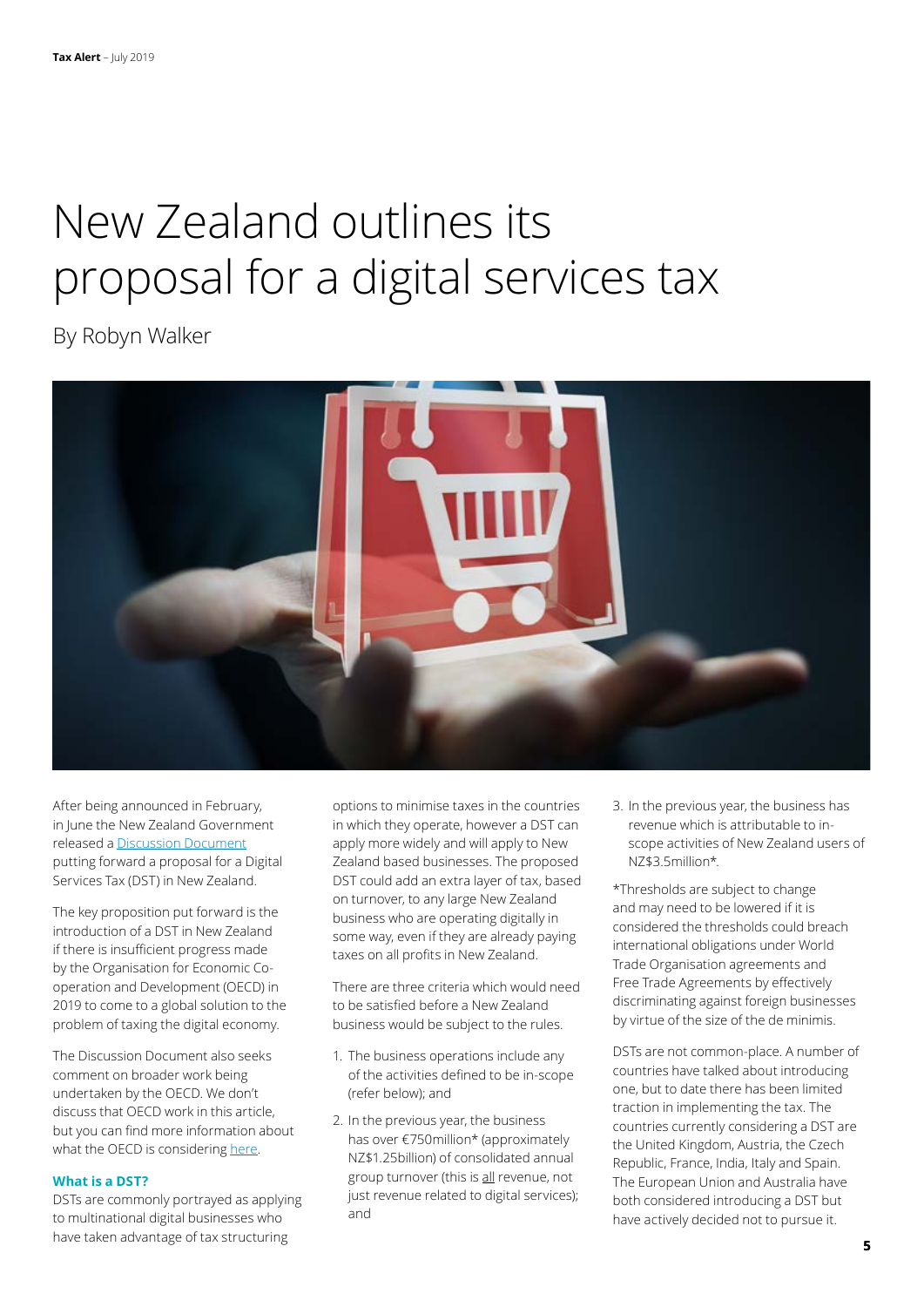# New Zealand outlines its proposal for a digital services tax

By Robyn Walker

After being announced in February, in June the New Zealand Government released a [Discussion Document](#) putting forward a proposal for a Digital Services Tax (DST) in New Zealand.

The key proposition put forward is the introduction of a DST in New Zealand if there is insufficient progress made by the Organisation for Economic Co-operation and Development (OECD) in 2019 to come to a global solution to the problem of taxing the digital economy.

The Discussion Document also seeks comment on broader work being undertaken by the OECD. We don't discuss that OECD work in this article, but you can find more information about what the OECD is considering [here](#).

### What is a DST?

DSTs are commonly portrayed as applying to multinational digital businesses who have taken advantage of tax structuring options to minimise taxes in the countries in which they operate, however a DST can apply more widely and will apply to New Zealand based businesses. The proposed DST could add an extra layer of tax, based on turnover, to any large New Zealand business who are operating digitally in some way, even if they are already paying taxes on all profits in New Zealand.

There are three criteria which would need to be satisfied before a New Zealand business would be subject to the rules.

1. The business operations include any of the activities defined to be in-scope (refer below); and
2. In the previous year, the business has over €750million* (approximately NZ$1.25billion) of consolidated annual group turnover (this is all revenue, not just revenue related to digital services); and
3. In the previous year, the business has revenue which is attributable to in-scope activities of New Zealand users of NZ$3.5million*.

*Thresholds are subject to change and may need to be lowered if it is considered the thresholds could breach international obligations under World Trade Organisation agreements and Free Trade Agreements by effectively discriminating against foreign businesses by virtue of the size of the de minimis.

DSTs are not common-place. A number of countries have talked about introducing one, but to date there has been limited traction in implementing the tax. The countries currently considering a DST are the United Kingdom, Austria, the Czech Republic, France, India, Italy and Spain. The European Union and Australia have both considered introducing a DST but have actively decided not to pursue it.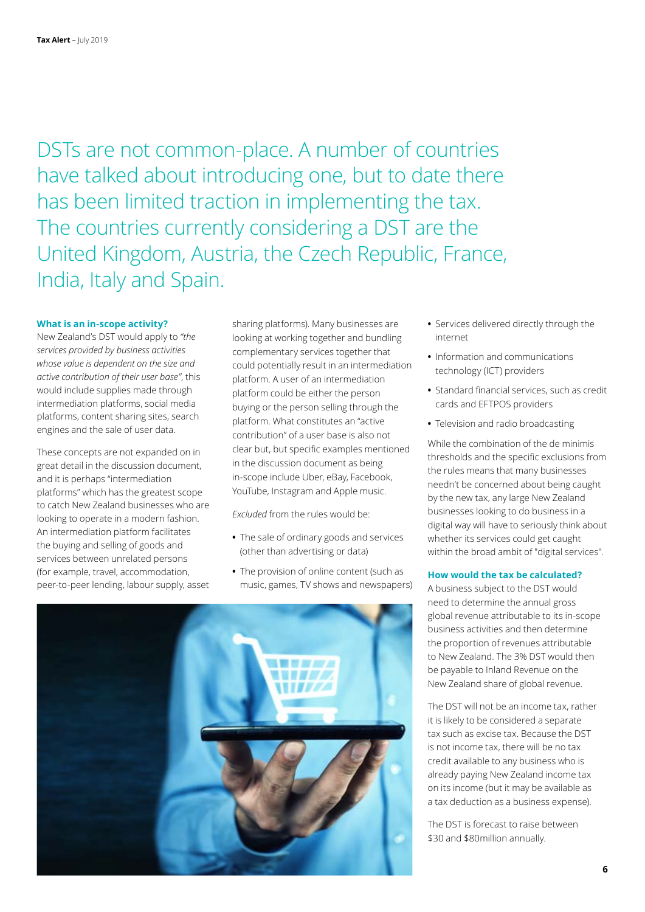DSTs are not common-place. A number of countries have talked about introducing one, but to date there has been limited traction in implementing the tax. The countries currently considering a DST are the United Kingdom, Austria, the Czech Republic, France, India, Italy and Spain.

### What is an in-scope activity?

New Zealand's DST would apply to *"the services provided by business activities whose value is dependent on the size and active contribution of their user base"*, this would include supplies made through intermediation platforms, social media platforms, content sharing sites, search engines and the sale of user data.

These concepts are not expanded on in great detail in the discussion document, and it is perhaps "intermediation platforms" which has the greatest scope to catch New Zealand businesses who are looking to operate in a modern fashion. An intermediation platform facilitates the buying and selling of goods and services between unrelated persons (for example, travel, accommodation, peer-to-peer lending, labour supply, asset sharing platforms). Many businesses are looking at working together and bundling complementary services together that could potentially result in an intermediation platform. A user of an intermediation platform could be either the person buying or the person selling through the platform. What constitutes an "active contribution" of a user base is also not clear but, but specific examples mentioned in the discussion document as being in-scope include Uber, eBay, Facebook, YouTube, Instagram and Apple music.

*Excluded* from the rules would be:

- The sale of ordinary goods and services (other than advertising or data)
- The provision of online content (such as music, games, TV shows and newspapers)
- Services delivered directly through the internet
- Information and communications technology (ICT) providers
- Standard financial services, such as credit cards and EFTPOS providers
- Television and radio broadcasting

While the combination of the de minimis thresholds and the specific exclusions from the rules means that many businesses needn't be concerned about being caught by the new tax, any large New Zealand businesses looking to do business in a digital way will have to seriously think about whether its services could get caught within the broad ambit of "digital services".

### How would the tax be calculated?

A business subject to the DST would need to determine the annual gross global revenue attributable to its in-scope business activities and then determine the proportion of revenues attributable to New Zealand. The 3% DST would then be payable to Inland Revenue on the New Zealand share of global revenue.

The DST will not be an income tax, rather it is likely to be considered a separate tax such as excise tax. Because the DST is not income tax, there will be no tax credit available to any business who is already paying New Zealand income tax on its income (but it may be available as a tax deduction as a business expense).

The DST is forecast to raise between $30 and $80million annually.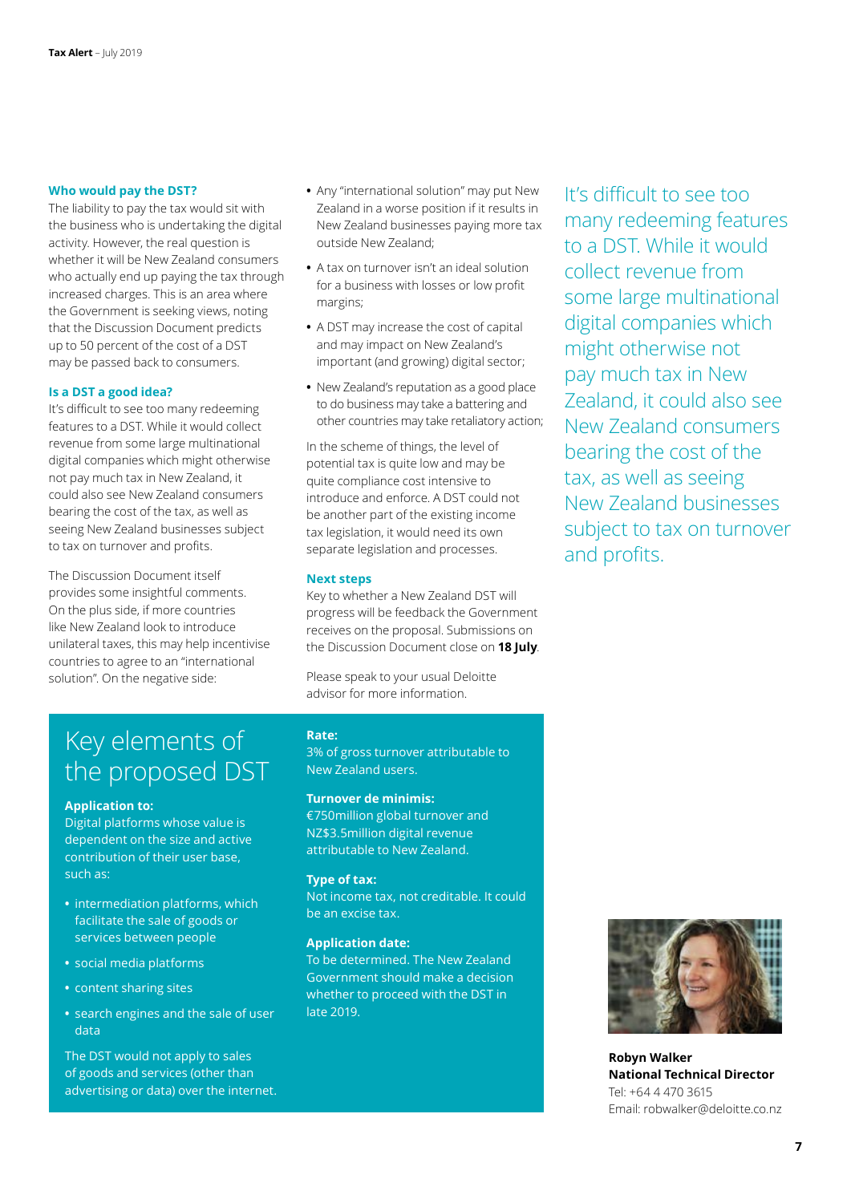### Who would pay the DST?

The liability to pay the tax would sit with the business who is undertaking the digital activity. However, the real question is whether it will be New Zealand consumers who actually end up paying the tax through increased charges. This is an area where the Government is seeking views, noting that the Discussion Document predicts up to 50 percent of the cost of a DST may be passed back to consumers.

### Is a DST a good idea?

It's difficult to see too many redeeming features to a DST. While it would collect revenue from some large multinational digital companies which might otherwise not pay much tax in New Zealand, it could also see New Zealand consumers bearing the cost of the tax, as well as seeing New Zealand businesses subject to tax on turnover and profits.

The Discussion Document itself provides some insightful comments. On the plus side, if more countries like New Zealand look to introduce unilateral taxes, this may help incentivise countries to agree to an "international solution". On the negative side:

- Any "international solution" may put New Zealand in a worse position if it results in New Zealand businesses paying more tax outside New Zealand;
- A tax on turnover isn't an ideal solution for a business with losses or low profit margins;
- A DST may increase the cost of capital and may impact on New Zealand's important (and growing) digital sector;
- New Zealand's reputation as a good place to do business may take a battering and other countries may take retaliatory action;

In the scheme of things, the level of potential tax is quite low and may be quite compliance cost intensive to introduce and enforce. A DST could not be another part of the existing income tax legislation, it would need its own separate legislation and processes.

### Next steps

Key to whether a New Zealand DST will progress will be feedback the Government receives on the proposal. Submissions on the Discussion Document close on **18 July**.

Please speak to your usual Deloitte advisor for more information.

It's difficult to see too many redeeming features to a DST. While it would collect revenue from some large multinational digital companies which might otherwise not pay much tax in New Zealand, it could also see New Zealand consumers bearing the cost of the tax, as well as seeing New Zealand businesses subject to tax on turnover and profits.

## Key elements of the proposed DST

**Application to:**
Digital platforms whose value is dependent on the size and active contribution of their user base, such as:

- intermediation platforms, which facilitate the sale of goods or services between people
- social media platforms
- content sharing sites
- search engines and the sale of user data

The DST would not apply to sales of goods and services (other than advertising or data) over the internet.

**Rate:**
3% of gross turnover attributable to New Zealand users.

**Turnover de minimis:**
€750million global turnover and NZ$3.5million digital revenue attributable to New Zealand.

**Type of tax:**
Not income tax, not creditable. It could be an excise tax.

**Application date:**
To be determined. The New Zealand Government should make a decision whether to proceed with the DST in late 2019.

**Robyn Walker**
**National Technical Director**
Tel: +64 4 470 3615
Email: robwalker@deloitte.co.nz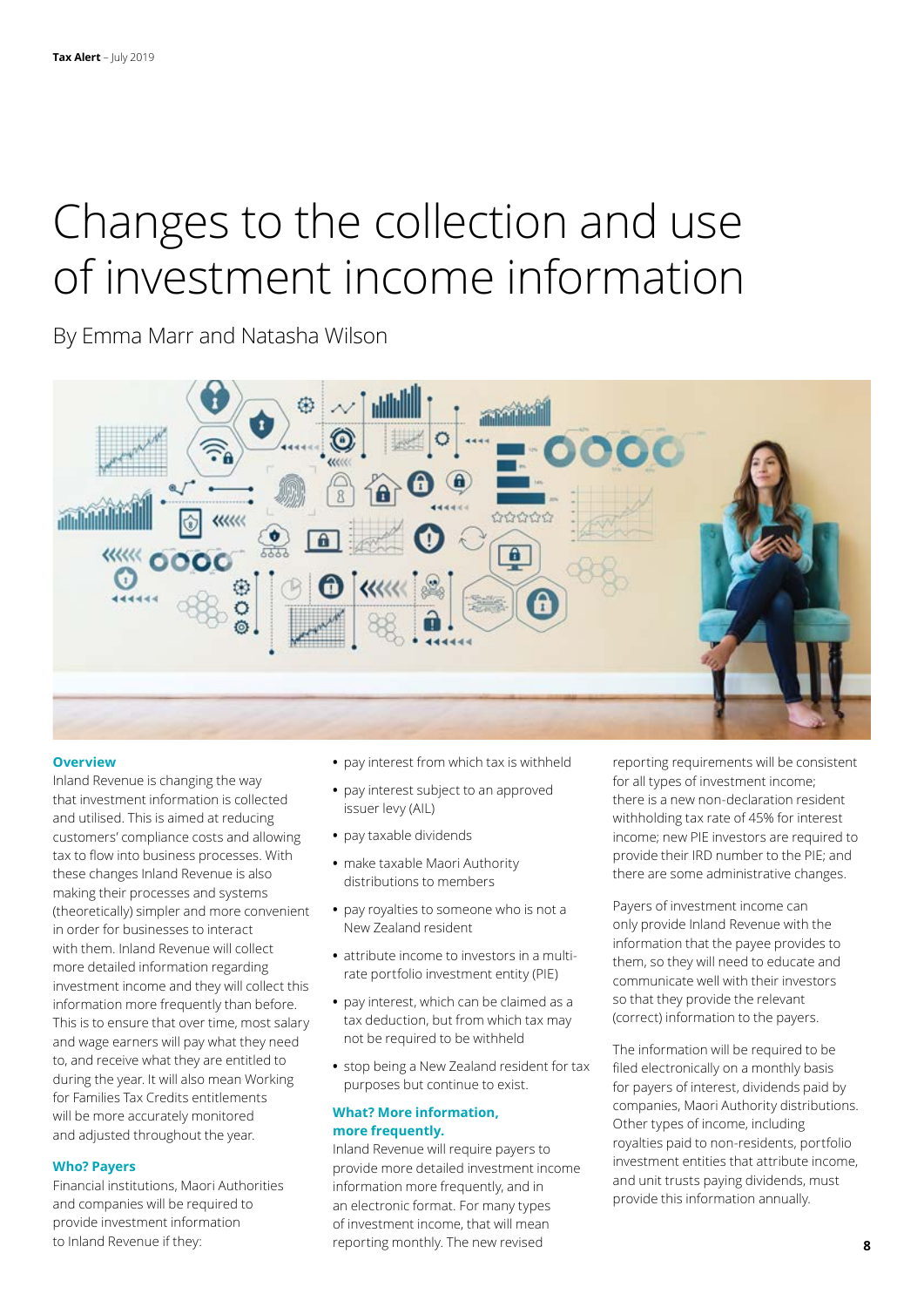# Changes to the collection and use of investment income information

By Emma Marr and Natasha Wilson

### Overview

Inland Revenue is changing the way that investment information is collected and utilised. This is aimed at reducing customers' compliance costs and allowing tax to flow into business processes. With these changes Inland Revenue is also making their processes and systems (theoretically) simpler and more convenient in order for businesses to interact with them. Inland Revenue will collect more detailed information regarding investment income and they will collect this information more frequently than before. This is to ensure that over time, most salary and wage earners will pay what they need to, and receive what they are entitled to during the year. It will also mean Working for Families Tax Credits entitlements will be more accurately monitored and adjusted throughout the year.

### Who? Payers

Financial institutions, Maori Authorities and companies will be required to provide investment information to Inland Revenue if they:

- pay interest from which tax is withheld
- pay interest subject to an approved issuer levy (AIL)
- pay taxable dividends
- make taxable Maori Authority distributions to members
- pay royalties to someone who is not a New Zealand resident
- attribute income to investors in a multi-rate portfolio investment entity (PIE)
- pay interest, which can be claimed as a tax deduction, but from which tax may not be required to be withheld
- stop being a New Zealand resident for tax purposes but continue to exist.

### What? More information, more frequently.

Inland Revenue will require payers to provide more detailed investment income information more frequently, and in an electronic format. For many types of investment income, that will mean reporting monthly. The new revised reporting requirements will be consistent for all types of investment income; there is a new non-declaration resident withholding tax rate of 45% for interest income; new PIE investors are required to provide their IRD number to the PIE; and there are some administrative changes.

Payers of investment income can only provide Inland Revenue with the information that the payee provides to them, so they will need to educate and communicate well with their investors so that they provide the relevant (correct) information to the payers.

The information will be required to be filed electronically on a monthly basis for payers of interest, dividends paid by companies, Maori Authority distributions. Other types of income, including royalties paid to non-residents, portfolio investment entities that attribute income, and unit trusts paying dividends, must provide this information annually.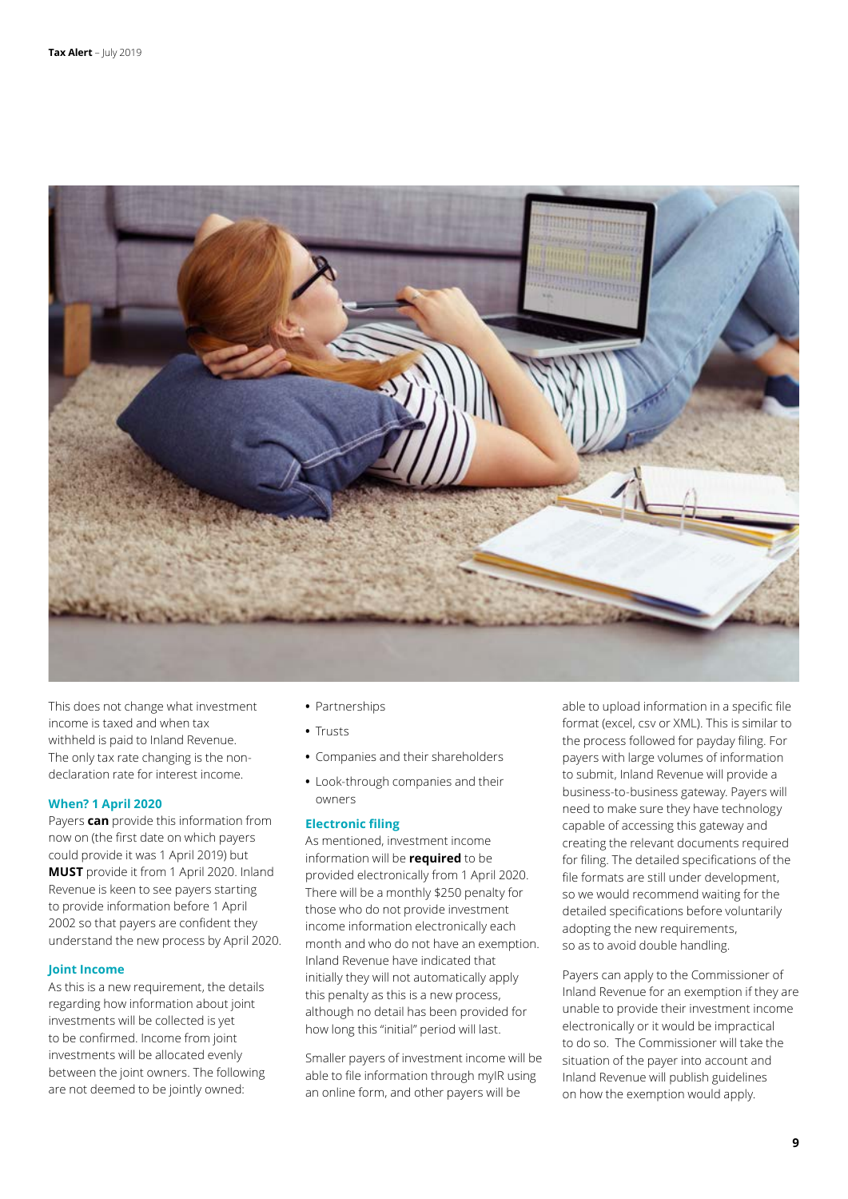This does not change what investment income is taxed and when tax withheld is paid to Inland Revenue. The only tax rate changing is the non-declaration rate for interest income.

### When? 1 April 2020

Payers **can** provide this information from now on (the first date on which payers could provide it was 1 April 2019) but **MUST** provide it from 1 April 2020. Inland Revenue is keen to see payers starting to provide information before 1 April 2002 so that payers are confident they understand the new process by April 2020.

### Joint Income

As this is a new requirement, the details regarding how information about joint investments will be collected is yet to be confirmed. Income from joint investments will be allocated evenly between the joint owners. The following are not deemed to be jointly owned:

- Partnerships
- Trusts
- Companies and their shareholders
- Look-through companies and their owners

### Electronic filing

As mentioned, investment income information will be **required** to be provided electronically from 1 April 2020. There will be a monthly $250 penalty for those who do not provide investment income information electronically each month and who do not have an exemption. Inland Revenue have indicated that initially they will not automatically apply this penalty as this is a new process, although no detail has been provided for how long this "initial" period will last.

Smaller payers of investment income will be able to file information through myIR using an online form, and other payers will be able to upload information in a specific file format (excel, csv or XML). This is similar to the process followed for payday filing. For payers with large volumes of information to submit, Inland Revenue will provide a business-to-business gateway. Payers will need to make sure they have technology capable of accessing this gateway and creating the relevant documents required for filing. The detailed specifications of the file formats are still under development, so we would recommend waiting for the detailed specifications before voluntarily adopting the new requirements, so as to avoid double handling.

Payers can apply to the Commissioner of Inland Revenue for an exemption if they are unable to provide their investment income electronically or it would be impractical to do so. The Commissioner will take the situation of the payer into account and Inland Revenue will publish guidelines on how the exemption would apply.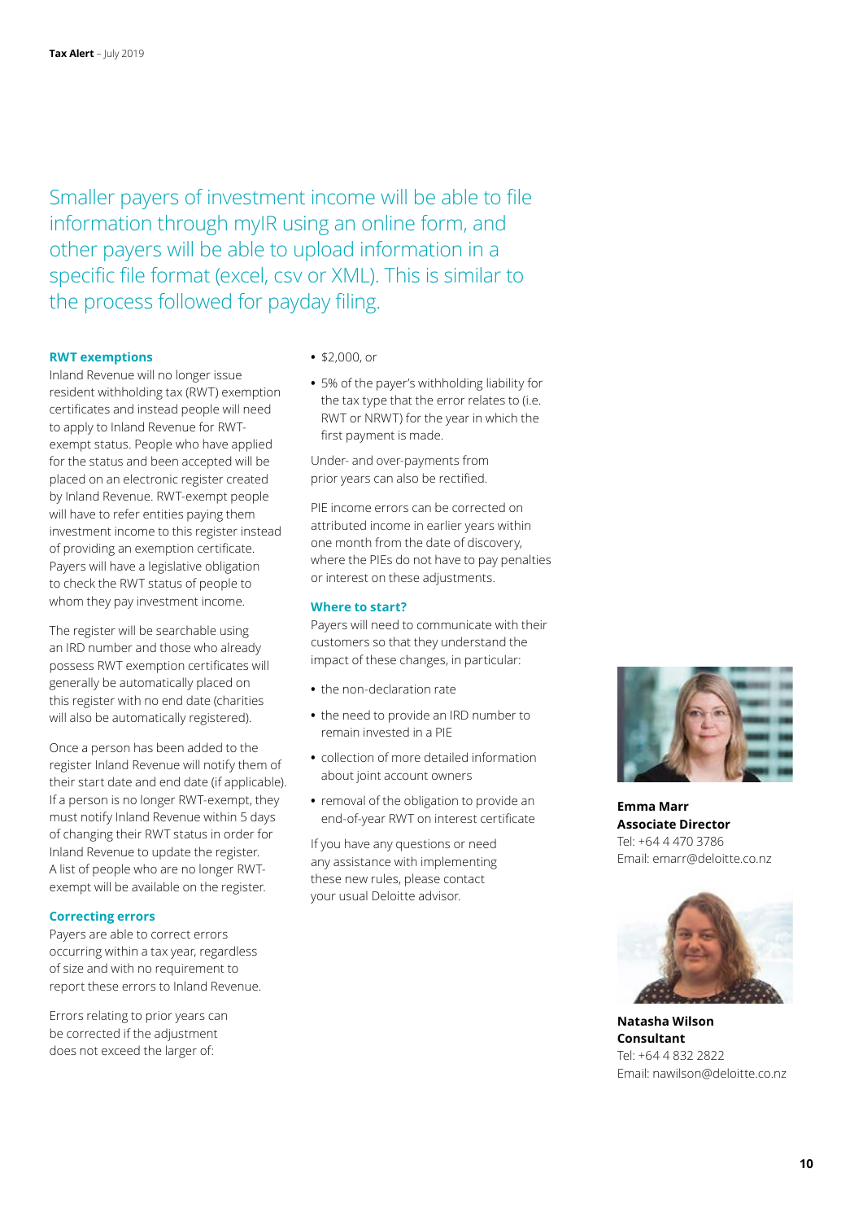Smaller payers of investment income will be able to file information through myIR using an online form, and other payers will be able to upload information in a specific file format (excel, csv or XML). This is similar to the process followed for payday filing.

### RWT exemptions

Inland Revenue will no longer issue resident withholding tax (RWT) exemption certificates and instead people will need to apply to Inland Revenue for RWT-exempt status. People who have applied for the status and been accepted will be placed on an electronic register created by Inland Revenue. RWT-exempt people will have to refer entities paying them investment income to this register instead of providing an exemption certificate. Payers will have a legislative obligation to check the RWT status of people to whom they pay investment income.

The register will be searchable using an IRD number and those who already possess RWT exemption certificates will generally be automatically placed on this register with no end date (charities will also be automatically registered).

Once a person has been added to the register Inland Revenue will notify them of their start date and end date (if applicable). If a person is no longer RWT-exempt, they must notify Inland Revenue within 5 days of changing their RWT status in order for Inland Revenue to update the register. A list of people who are no longer RWT-exempt will be available on the register.

### Correcting errors

Payers are able to correct errors occurring within a tax year, regardless of size and with no requirement to report these errors to Inland Revenue.

Errors relating to prior years can be corrected if the adjustment does not exceed the larger of:

- $2,000, or
- 5% of the payer's withholding liability for the tax type that the error relates to (i.e. RWT or NRWT) for the year in which the first payment is made.

Under- and over-payments from prior years can also be rectified.

PIE income errors can be corrected on attributed income in earlier years within one month from the date of discovery, where the PIEs do not have to pay penalties or interest on these adjustments.

### Where to start?

Payers will need to communicate with their customers so that they understand the impact of these changes, in particular:

- the non-declaration rate
- the need to provide an IRD number to remain invested in a PIE
- collection of more detailed information about joint account owners
- removal of the obligation to provide an end-of-year RWT on interest certificate

If you have any questions or need any assistance with implementing these new rules, please contact your usual Deloitte advisor.

**Emma Marr**
**Associate Director**
Tel: +64 4 470 3786
Email: emarr@deloitte.co.nz

**Natasha Wilson**
**Consultant**
Tel: +64 4 832 2822
Email: nawilson@deloitte.co.nz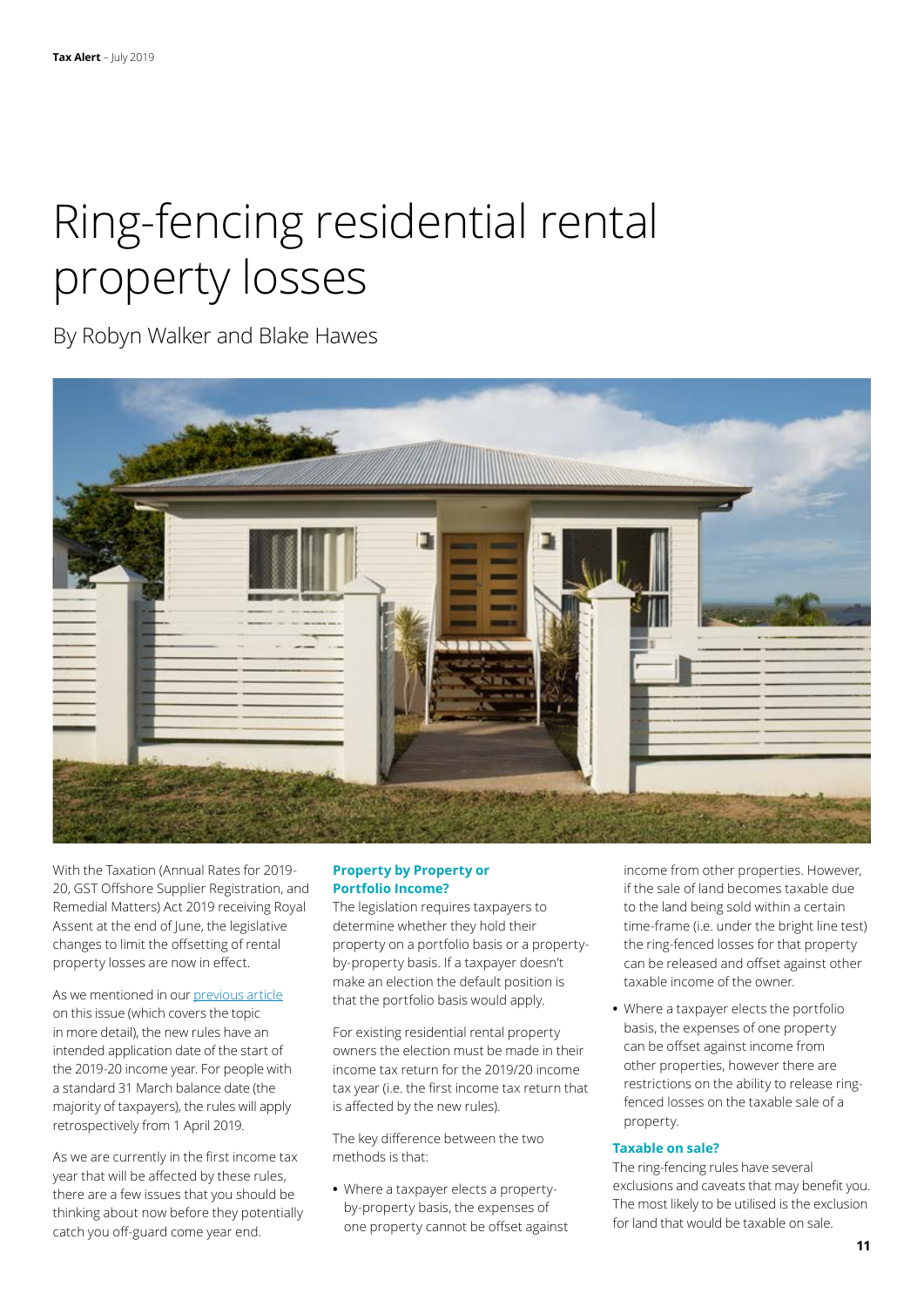# Ring-fencing residential rental property losses

By Robyn Walker and Blake Hawes

With the Taxation (Annual Rates for 2019-20, GST Offshore Supplier Registration, and Remedial Matters) Act 2019 receiving Royal Assent at the end of June, the legislative changes to limit the offsetting of rental property losses are now in effect.

As we mentioned in our previous article on this issue (which covers the topic in more detail), the new rules have an intended application date of the start of the 2019-20 income year. For people with a standard 31 March balance date (the majority of taxpayers), the rules will apply retrospectively from 1 April 2019.

As we are currently in the first income tax year that will be affected by these rules, there are a few issues that you should be thinking about now before they potentially catch you off-guard come year end.

### Property by Property or Portfolio Income?

The legislation requires taxpayers to determine whether they hold their property on a portfolio basis or a property-by-property basis. If a taxpayer doesn't make an election the default position is that the portfolio basis would apply.

For existing residential rental property owners the election must be made in their income tax return for the 2019/20 income tax year (i.e. the first income tax return that is affected by the new rules).

The key difference between the two methods is that:

- Where a taxpayer elects a property-by-property basis, the expenses of one property cannot be offset against income from other properties. However, if the sale of land becomes taxable due to the land being sold within a certain time-frame (i.e. under the bright line test) the ring-fenced losses for that property can be released and offset against other taxable income of the owner.
- Where a taxpayer elects the portfolio basis, the expenses of one property can be offset against income from other properties, however there are restrictions on the ability to release ring-fenced losses on the taxable sale of a property.

### Taxable on sale?

The ring-fencing rules have several exclusions and caveats that may benefit you. The most likely to be utilised is the exclusion for land that would be taxable on sale.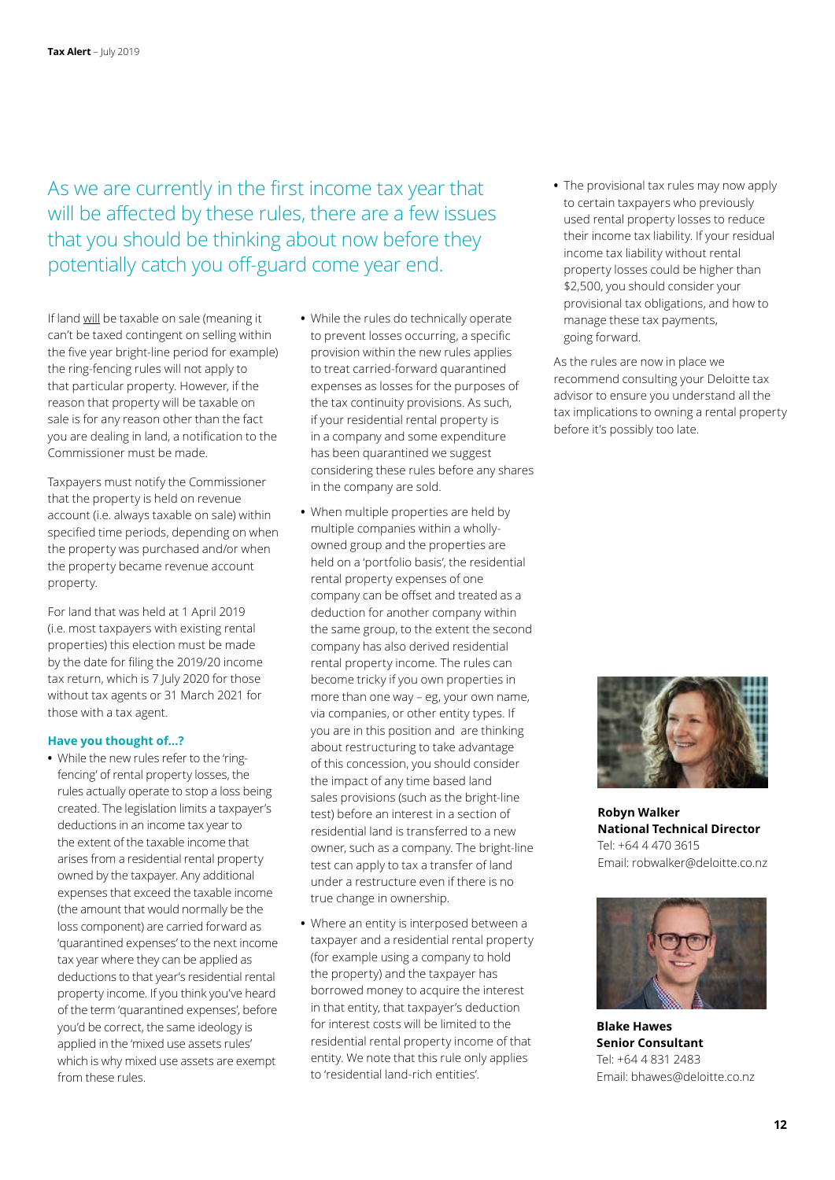As we are currently in the first income tax year that will be affected by these rules, there are a few issues that you should be thinking about now before they potentially catch you off-guard come year end.

If land will be taxable on sale (meaning it can't be taxed contingent on selling within the five year bright-line period for example) the ring-fencing rules will not apply to that particular property. However, if the reason that property will be taxable on sale is for any reason other than the fact you are dealing in land, a notification to the Commissioner must be made.

Taxpayers must notify the Commissioner that the property is held on revenue account (i.e. always taxable on sale) within specified time periods, depending on when the property was purchased and/or when the property became revenue account property.

For land that was held at 1 April 2019 (i.e. most taxpayers with existing rental properties) this election must be made by the date for filing the 2019/20 income tax return, which is 7 July 2020 for those without tax agents or 31 March 2021 for those with a tax agent.

### Have you thought of…?

- While the new rules refer to the 'ring-fencing' of rental property losses, the rules actually operate to stop a loss being created. The legislation limits a taxpayer's deductions in an income tax year to the extent of the taxable income that arises from a residential rental property owned by the taxpayer. Any additional expenses that exceed the taxable income (the amount that would normally be the loss component) are carried forward as 'quarantined expenses' to the next income tax year where they can be applied as deductions to that year's residential rental property income. If you think you've heard of the term 'quarantined expenses', before you'd be correct, the same ideology is applied in the 'mixed use assets rules' which is why mixed use assets are exempt from these rules.
- While the rules do technically operate to prevent losses occurring, a specific provision within the new rules applies to treat carried-forward quarantined expenses as losses for the purposes of the tax continuity provisions. As such, if your residential rental property is in a company and some expenditure has been quarantined we suggest considering these rules before any shares in the company are sold.
- When multiple properties are held by multiple companies within a wholly-owned group and the properties are held on a 'portfolio basis', the residential rental property expenses of one company can be offset and treated as a deduction for another company within the same group, to the extent the second company has also derived residential rental property income. The rules can become tricky if you own properties in more than one way – eg, your own name, via companies, or other entity types. If you are in this position and are thinking about restructuring to take advantage of this concession, you should consider the impact of any time based land sales provisions (such as the bright-line test) before an interest in a section of residential land is transferred to a new owner, such as a company. The bright-line test can apply to tax a transfer of land under a restructure even if there is no true change in ownership.
- Where an entity is interposed between a taxpayer and a residential rental property (for example using a company to hold the property) and the taxpayer has borrowed money to acquire the interest in that entity, that taxpayer's deduction for interest costs will be limited to the residential rental property income of that entity. We note that this rule only applies to 'residential land-rich entities'.
- The provisional tax rules may now apply to certain taxpayers who previously used rental property losses to reduce their income tax liability. If your residual income tax liability without rental property losses could be higher than $2,500, you should consider your provisional tax obligations, and how to manage these tax payments, going forward.

As the rules are now in place we recommend consulting your Deloitte tax advisor to ensure you understand all the tax implications to owning a rental property before it's possibly too late.

**Robyn Walker**
**National Technical Director**
Tel: +64 4 470 3615
Email: robwalker@deloitte.co.nz

**Blake Hawes**
**Senior Consultant**
Tel: +64 4 831 2483
Email: bhawes@deloitte.co.nz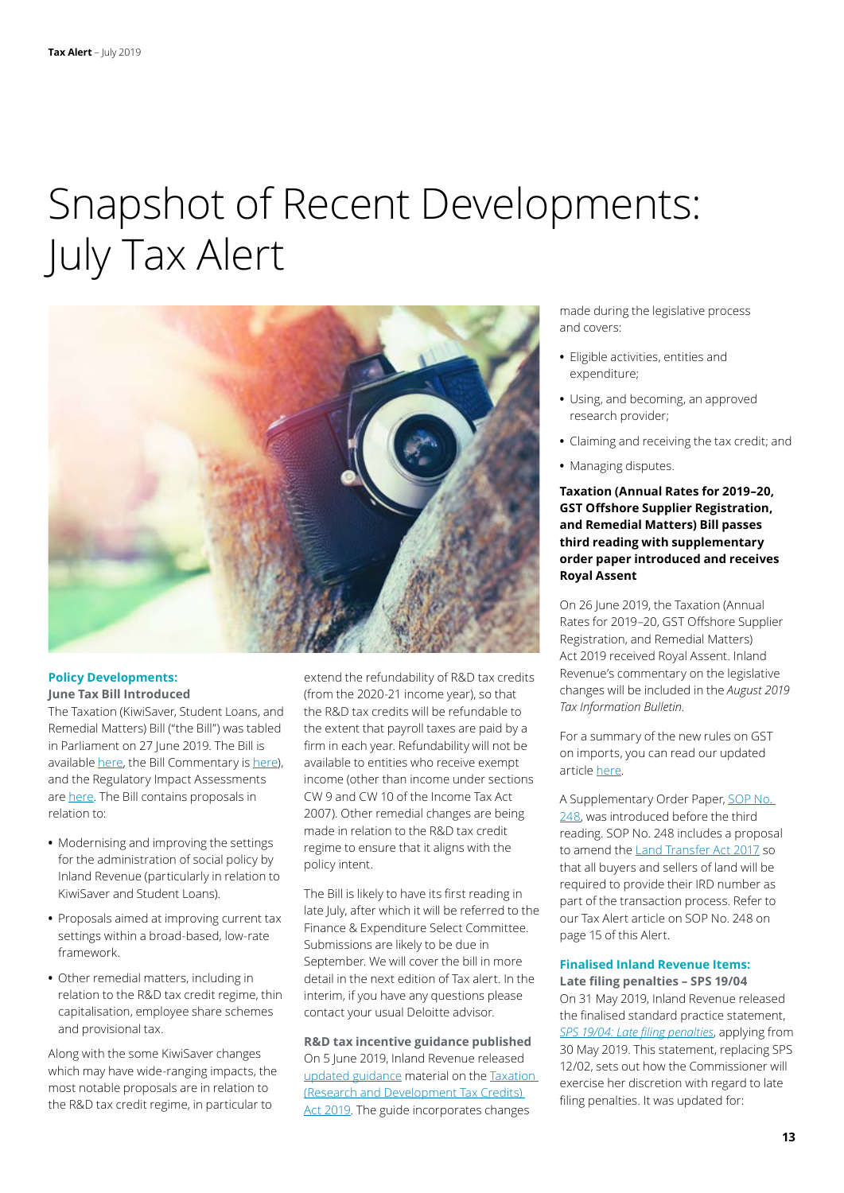# Snapshot of Recent Developments: July Tax Alert

**Policy Developments:**

**June Tax Bill Introduced**

The Taxation (KiwiSaver, Student Loans, and Remedial Matters) Bill ("the Bill") was tabled in Parliament on 27 June 2019. The Bill is available here, the Bill Commentary is here), and the Regulatory Impact Assessments are here. The Bill contains proposals in relation to:

- Modernising and improving the settings for the administration of social policy by Inland Revenue (particularly in relation to KiwiSaver and Student Loans).
- Proposals aimed at improving current tax settings within a broad-based, low-rate framework.
- Other remedial matters, including in relation to the R&D tax credit regime, thin capitalisation, employee share schemes and provisional tax.

Along with the some KiwiSaver changes which may have wide-ranging impacts, the most notable proposals are in relation to the R&D tax credit regime, in particular to extend the refundability of R&D tax credits (from the 2020-21 income year), so that the R&D tax credits will be refundable to the extent that payroll taxes are paid by a firm in each year. Refundability will not be available to entities who receive exempt income (other than income under sections CW 9 and CW 10 of the Income Tax Act 2007). Other remedial changes are being made in relation to the R&D tax credit regime to ensure that it aligns with the policy intent.

The Bill is likely to have its first reading in late July, after which it will be referred to the Finance & Expenditure Select Committee. Submissions are likely to be due in September. We will cover the bill in more detail in the next edition of Tax alert. In the interim, if you have any questions please contact your usual Deloitte advisor.

**R&D tax incentive guidance published**

On 5 June 2019, Inland Revenue released updated guidance material on the Taxation (Research and Development Tax Credits) Act 2019. The guide incorporates changes made during the legislative process and covers:

- Eligible activities, entities and expenditure;
- Using, and becoming, an approved research provider;
- Claiming and receiving the tax credit; and
- Managing disputes.

**Taxation (Annual Rates for 2019–20, GST Offshore Supplier Registration, and Remedial Matters) Bill passes third reading with supplementary order paper introduced and receives Royal Assent**

On 26 June 2019, the Taxation (Annual Rates for 2019–20, GST Offshore Supplier Registration, and Remedial Matters) Act 2019 received Royal Assent. Inland Revenue's commentary on the legislative changes will be included in the *August 2019 Tax Information Bulletin*.

For a summary of the new rules on GST on imports, you can read our updated article here.

A Supplementary Order Paper, SOP No. 248, was introduced before the third reading. SOP No. 248 includes a proposal to amend the Land Transfer Act 2017 so that all buyers and sellers of land will be required to provide their IRD number as part of the transaction process. Refer to our Tax Alert article on SOP No. 248 on page 15 of this Alert.

**Finalised Inland Revenue Items:**

**Late filing penalties – SPS 19/04**

On 31 May 2019, Inland Revenue released the finalised standard practice statement, *SPS 19/04: Late filing penalties*, applying from 30 May 2019. This statement, replacing SPS 12/02, sets out how the Commissioner will exercise her discretion with regard to late filing penalties. It was updated for: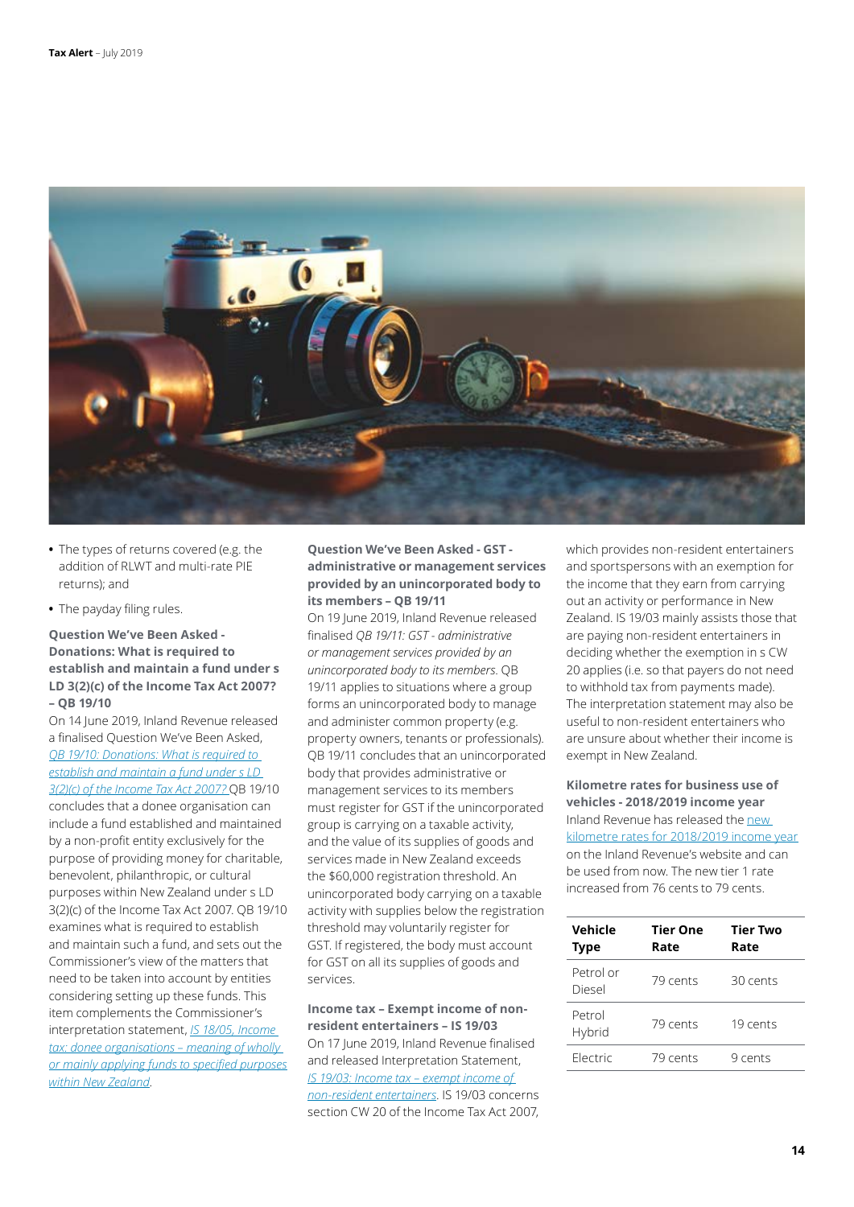- The types of returns covered (e.g. the addition of RLWT and multi-rate PIE returns); and
- The payday filing rules.

### Question We've Been Asked - Donations: What is required to establish and maintain a fund under s LD 3(2)(c) of the Income Tax Act 2007? – QB 19/10

On 14 June 2019, Inland Revenue released a finalised Question We've Been Asked, *QB 19/10: Donations: What is required to establish and maintain a fund under s LD 3(2)(c) of the Income Tax Act 2007?* QB 19/10 concludes that a donee organisation can include a fund established and maintained by a non-profit entity exclusively for the purpose of providing money for charitable, benevolent, philanthropic, or cultural purposes within New Zealand under s LD 3(2)(c) of the Income Tax Act 2007. QB 19/10 examines what is required to establish and maintain such a fund, and sets out the Commissioner's view of the matters that need to be taken into account by entities considering setting up these funds. This item complements the Commissioner's interpretation statement, *IS 18/05, Income tax: donee organisations – meaning of wholly or mainly applying funds to specified purposes within New Zealand*.

### Question We've Been Asked - GST - administrative or management services provided by an unincorporated body to its members – QB 19/11

On 19 June 2019, Inland Revenue released finalised *QB 19/11: GST - administrative or management services provided by an unincorporated body to its members*. QB 19/11 applies to situations where a group forms an unincorporated body to manage and administer common property (e.g. property owners, tenants or professionals). QB 19/11 concludes that an unincorporated body that provides administrative or management services to its members must register for GST if the unincorporated group is carrying on a taxable activity, and the value of its supplies of goods and services made in New Zealand exceeds the $60,000 registration threshold. An unincorporated body carrying on a taxable activity with supplies below the registration threshold may voluntarily register for GST. If registered, the body must account for GST on all its supplies of goods and services.

### Income tax – Exempt income of non-resident entertainers – IS 19/03

On 17 June 2019, Inland Revenue finalised and released Interpretation Statement, *IS 19/03: Income tax – exempt income of non-resident entertainers*. IS 19/03 concerns section CW 20 of the Income Tax Act 2007, which provides non-resident entertainers and sportspersons with an exemption for the income that they earn from carrying out an activity or performance in New Zealand. IS 19/03 mainly assists those that are paying non-resident entertainers in deciding whether the exemption in s CW 20 applies (i.e. so that payers do not need to withhold tax from payments made). The interpretation statement may also be useful to non-resident entertainers who are unsure about whether their income is exempt in New Zealand.

### Kilometre rates for business use of vehicles - 2018/2019 income year

Inland Revenue has released the new kilometre rates for 2018/2019 income year on the Inland Revenue's website and can be used from now. The new tier 1 rate increased from 76 cents to 79 cents.

| Vehicle Type | Tier One Rate | Tier Two Rate |
|---|---|---|
| Petrol or Diesel | 79 cents | 30 cents |
| Petrol Hybrid | 79 cents | 19 cents |
| Electric | 79 cents | 9 cents |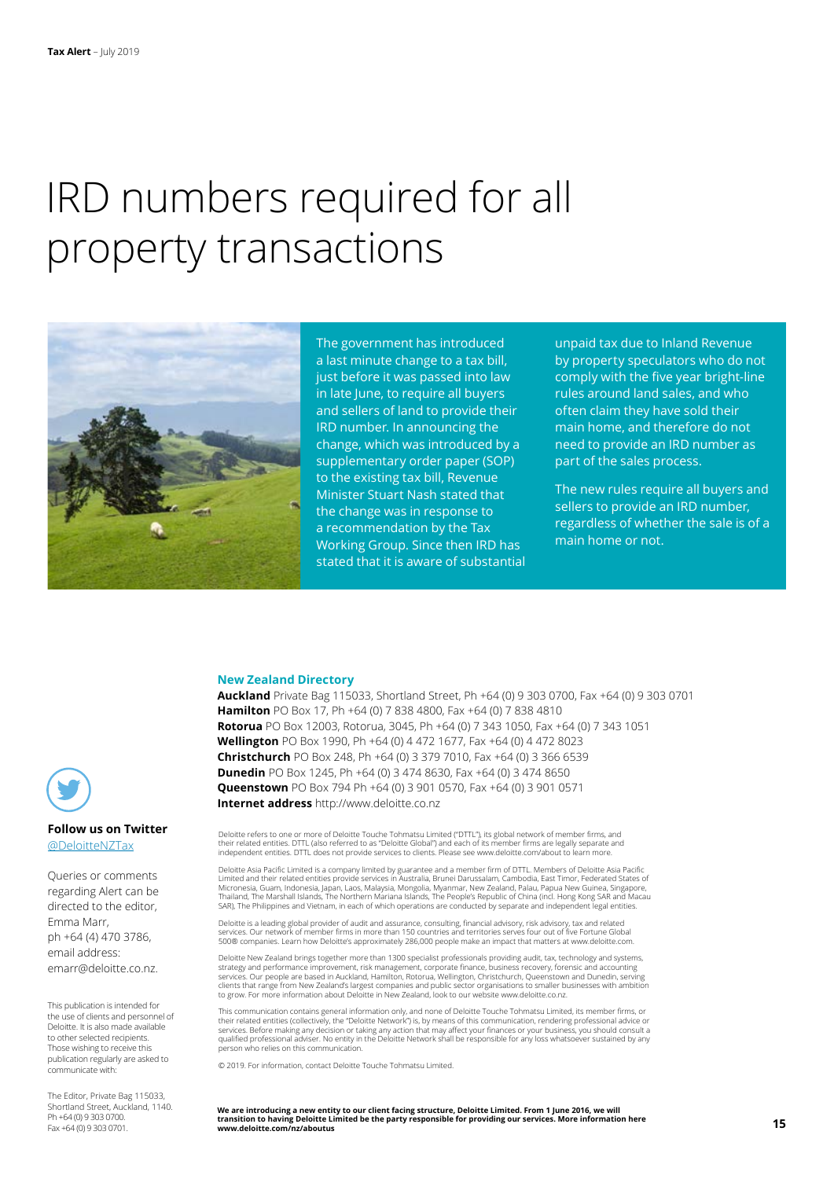# IRD numbers required for all property transactions

The government has introduced a last minute change to a tax bill, just before it was passed into law in late June, to require all buyers and sellers of land to provide their IRD number. In announcing the change, which was introduced by a supplementary order paper (SOP) to the existing tax bill, Revenue Minister Stuart Nash stated that the change was in response to a recommendation by the Tax Working Group. Since then IRD has stated that it is aware of substantial unpaid tax due to Inland Revenue by property speculators who do not comply with the five year bright-line rules around land sales, and who often claim they have sold their main home, and therefore do not need to provide an IRD number as part of the sales process.

The new rules require all buyers and sellers to provide an IRD number, regardless of whether the sale is of a main home or not.

**Follow us on Twitter**
@DeloitteNZTax

Queries or comments regarding Alert can be directed to the editor, Emma Marr, ph +64 (4) 470 3786, email address: emarr@deloitte.co.nz.

This publication is intended for the use of clients and personnel of Deloitte. It is also made available to other selected recipients. Those wishing to receive this publication regularly are asked to communicate with:

The Editor, Private Bag 115033, Shortland Street, Auckland, 1140. Ph +64 (0) 9 303 0700. Fax +64 (0) 9 303 0701.

## New Zealand Directory

**Auckland** Private Bag 115033, Shortland Street, Ph +64 (0) 9 303 0700, Fax +64 (0) 9 303 0701
**Hamilton** PO Box 17, Ph +64 (0) 7 838 4800, Fax +64 (0) 7 838 4810
**Rotorua** PO Box 12003, Rotorua, 3045, Ph +64 (0) 7 343 1050, Fax +64 (0) 7 343 1051
**Wellington** PO Box 1990, Ph +64 (0) 4 472 1677, Fax +64 (0) 4 472 8023
**Christchurch** PO Box 248, Ph +64 (0) 3 379 7010, Fax +64 (0) 3 366 6539
**Dunedin** PO Box 1245, Ph +64 (0) 3 474 8630, Fax +64 (0) 3 474 8650
**Queenstown** PO Box 794 Ph +64 (0) 3 901 0570, Fax +64 (0) 3 901 0571
**Internet address** http://www.deloitte.co.nz

Deloitte refers to one or more of Deloitte Touche Tohmatsu Limited ("DTTL"), its global network of member firms, and their related entities. DTTL (also referred to as "Deloitte Global") and each of its member firms are legally separate and independent entities. DTTL does not provide services to clients. Please see www.deloitte.com/about to learn more.

Deloitte Asia Pacific Limited is a company limited by guarantee and a member firm of DTTL. Members of Deloitte Asia Pacific Limited and their related entities provide services in Australia, Brunei Darussalam, Cambodia, East Timor, Federated States of Micronesia, Guam, Indonesia, Japan, Laos, Malaysia, Mongolia, Myanmar, New Zealand, Palau, Papua New Guinea, Singapore, Thailand, The Marshall Islands, The Northern Mariana Islands, The People's Republic of China (incl. Hong Kong SAR and Macau SAR), The Philippines and Vietnam, in each of which operations are conducted by separate and independent legal entities.

Deloitte is a leading global provider of audit and assurance, consulting, financial advisory, risk advisory, tax and related services. Our network of member firms in more than 150 countries and territories serves four out of five Fortune Global 500® companies. Learn how Deloitte's approximately 286,000 people make an impact that matters at www.deloitte.com.

Deloitte New Zealand brings together more than 1300 specialist professionals providing audit, tax, technology and systems, strategy and performance improvement, risk management, corporate finance, business recovery, forensic and accounting services. Our people are based in Auckland, Hamilton, Rotorua, Wellington, Christchurch, Queenstown and Dunedin, serving clients that range from New Zealand's largest companies and public sector organisations to smaller businesses with ambition to grow. For more information about Deloitte in New Zealand, look to our website www.deloitte.co.nz.

This communication contains general information only, and none of Deloitte Touche Tohmatsu Limited, its member firms, or their related entities (collectively, the "Deloitte Network") is, by means of this communication, rendering professional advice or services. Before making any decision or taking any action that may affect your finances or your business, you should consult a qualified professional adviser. No entity in the Deloitte Network shall be responsible for any loss whatsoever sustained by any person who relies on this communication.

© 2019. For information, contact Deloitte Touche Tohmatsu Limited.

**We are introducing a new entity to our client facing structure, Deloitte Limited. From 1 June 2016, we will transition to having Deloitte Limited be the party responsible for providing our services. More information here www.deloitte.com/nz/aboutus**